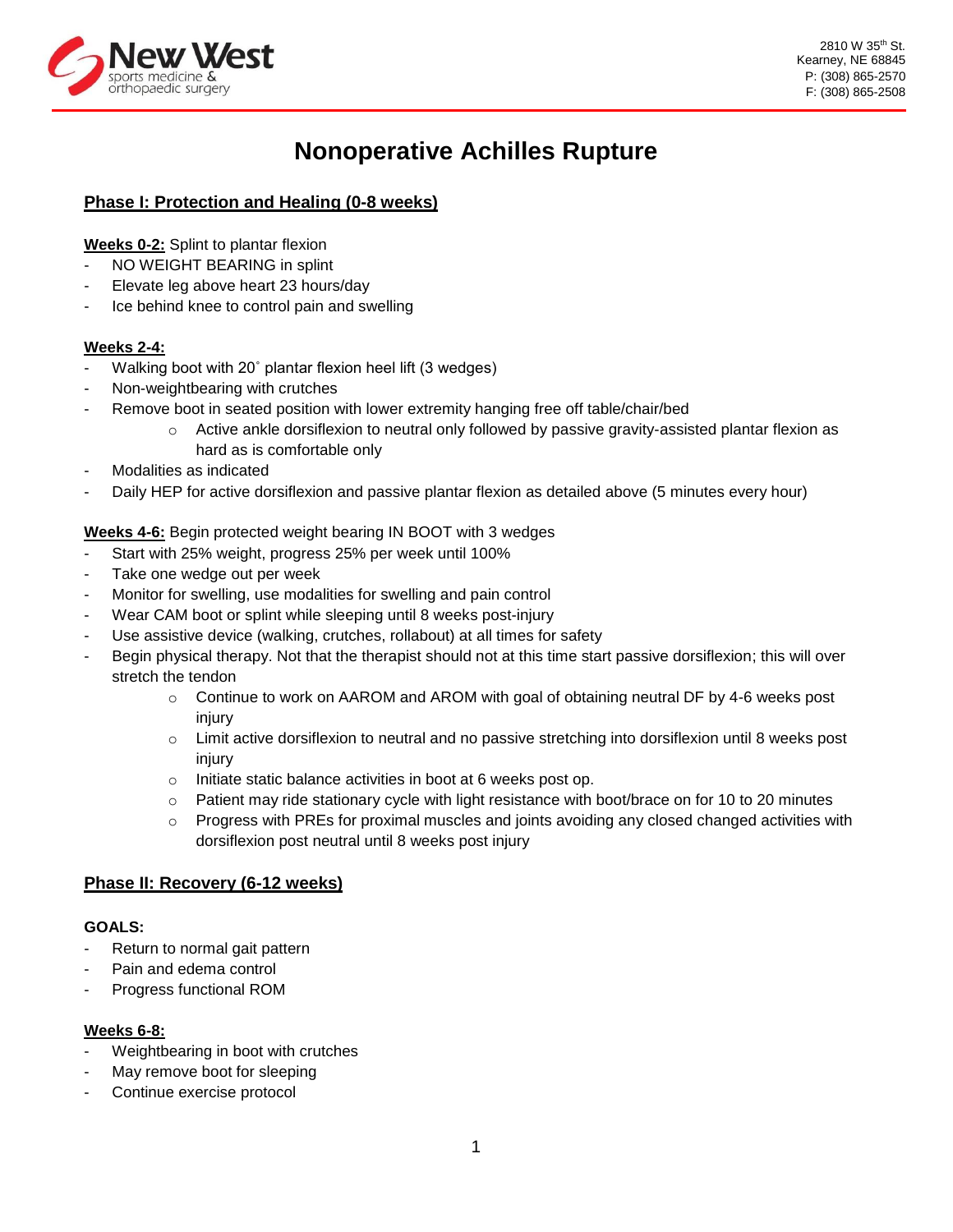New West sports medicine & orthopaedic surgery

2810 W 35th St.
Kearney, NE 68845
P: (308) 865-2570
F: (308) 865-2508

# Nonoperative Achilles Rupture

## Phase I: Protection and Healing (0-8 weeks)

**Weeks 0-2:** Splint to plantar flexion
- NO WEIGHT BEARING in splint
- Elevate leg above heart 23 hours/day
- Ice behind knee to control pain and swelling

**Weeks 2-4:**
- Walking boot with 20˚ plantar flexion heel lift (3 wedges)
- Non-weightbearing with crutches
- Remove boot in seated position with lower extremity hanging free off table/chair/bed
  - Active ankle dorsiflexion to neutral only followed by passive gravity-assisted plantar flexion as hard as is comfortable only
- Modalities as indicated
- Daily HEP for active dorsiflexion and passive plantar flexion as detailed above (5 minutes every hour)

**Weeks 4-6:** Begin protected weight bearing IN BOOT with 3 wedges
- Start with 25% weight, progress 25% per week until 100%
- Take one wedge out per week
- Monitor for swelling, use modalities for swelling and pain control
- Wear CAM boot or splint while sleeping until 8 weeks post-injury
- Use assistive device (walking, crutches, rollabout) at all times for safety
- Begin physical therapy. Not that the therapist should not at this time start passive dorsiflexion; this will over stretch the tendon
  - Continue to work on AAROM and AROM with goal of obtaining neutral DF by 4-6 weeks post injury
  - Limit active dorsiflexion to neutral and no passive stretching into dorsiflexion until 8 weeks post injury
  - Initiate static balance activities in boot at 6 weeks post op.
  - Patient may ride stationary cycle with light resistance with boot/brace on for 10 to 20 minutes
  - Progress with PREs for proximal muscles and joints avoiding any closed changed activities with dorsiflexion post neutral until 8 weeks post injury

## Phase II: Recovery (6-12 weeks)

**GOALS:**
- Return to normal gait pattern
- Pain and edema control
- Progress functional ROM

**Weeks 6-8:**
- Weightbearing in boot with crutches
- May remove boot for sleeping
- Continue exercise protocol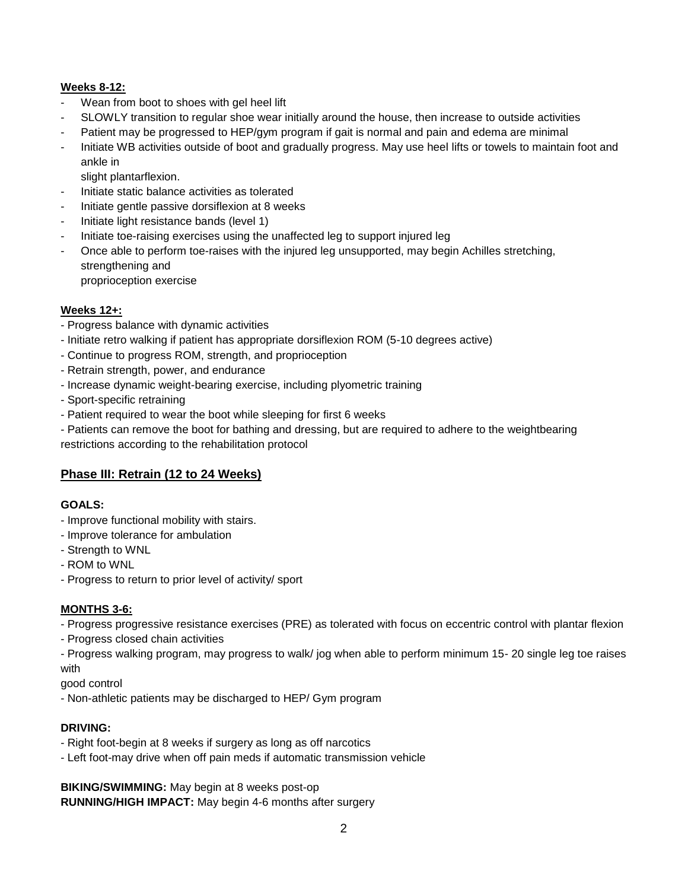**Weeks 8-12:**

- Wean from boot to shoes with gel heel lift
- SLOWLY transition to regular shoe wear initially around the house, then increase to outside activities
- Patient may be progressed to HEP/gym program if gait is normal and pain and edema are minimal
- Initiate WB activities outside of boot and gradually progress. May use heel lifts or towels to maintain foot and ankle in slight plantarflexion.
- Initiate static balance activities as tolerated
- Initiate gentle passive dorsiflexion at 8 weeks
- Initiate light resistance bands (level 1)
- Initiate toe-raising exercises using the unaffected leg to support injured leg
- Once able to perform toe-raises with the injured leg unsupported, may begin Achilles stretching, strengthening and proprioception exercise

**Weeks 12+:**

- Progress balance with dynamic activities
- Initiate retro walking if patient has appropriate dorsiflexion ROM (5-10 degrees active)
- Continue to progress ROM, strength, and proprioception
- Retrain strength, power, and endurance
- Increase dynamic weight-bearing exercise, including plyometric training
- Sport-specific retraining
- Patient required to wear the boot while sleeping for first 6 weeks
- Patients can remove the boot for bathing and dressing, but are required to adhere to the weightbearing restrictions according to the rehabilitation protocol

## Phase III: Retrain (12 to 24 Weeks)

**GOALS:**

- Improve functional mobility with stairs.
- Improve tolerance for ambulation
- Strength to WNL
- ROM to WNL
- Progress to return to prior level of activity/ sport

**MONTHS 3-6:**

- Progress progressive resistance exercises (PRE) as tolerated with focus on eccentric control with plantar flexion
- Progress closed chain activities
- Progress walking program, may progress to walk/ jog when able to perform minimum 15- 20 single leg toe raises with good control
- Non-athletic patients may be discharged to HEP/ Gym program

**DRIVING:**

- Right foot-begin at 8 weeks if surgery as long as off narcotics
- Left foot-may drive when off pain meds if automatic transmission vehicle

**BIKING/SWIMMING:** May begin at 8 weeks post-op

**RUNNING/HIGH IMPACT:** May begin 4-6 months after surgery